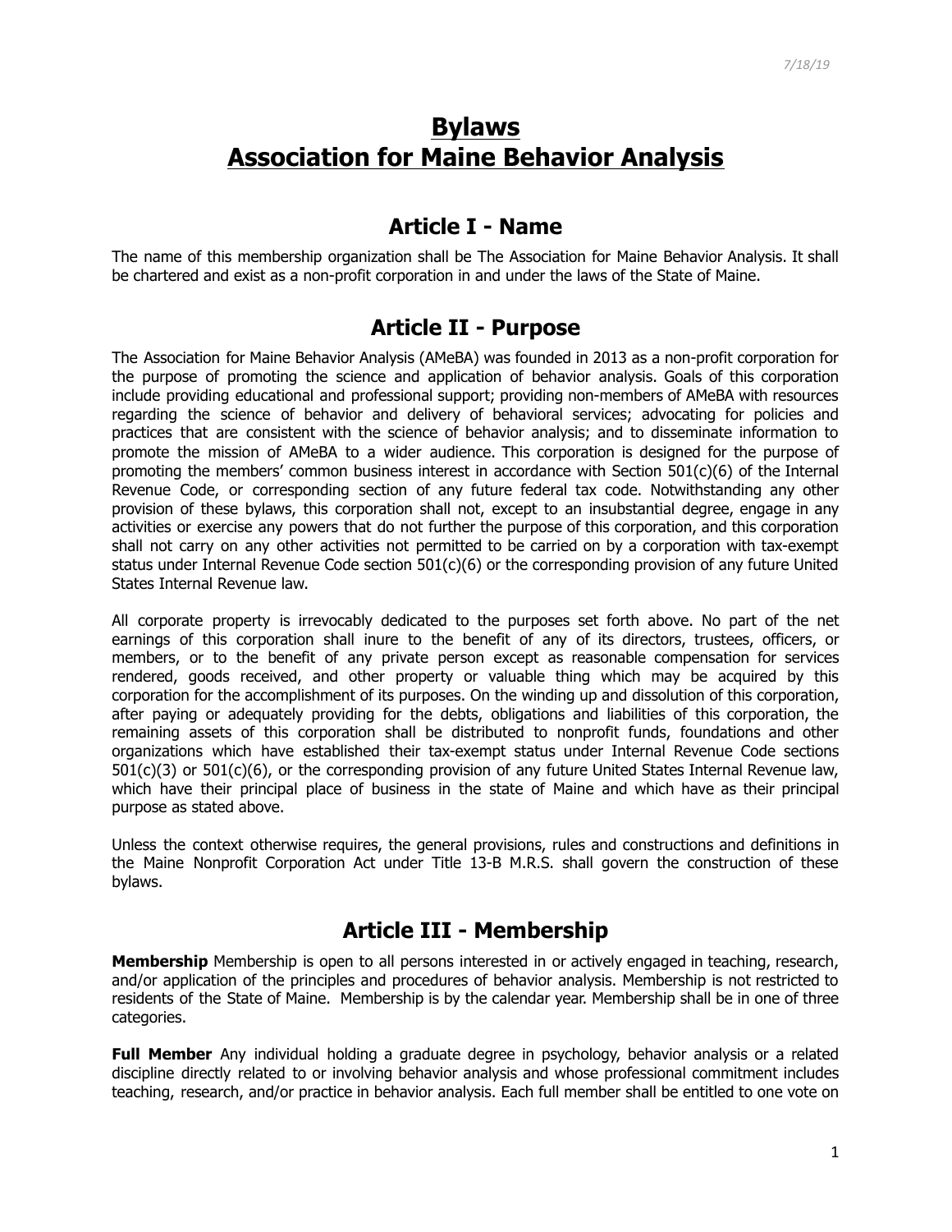7/18/19

# Bylaws
# Association for Maine Behavior Analysis

## Article I - Name

The name of this membership organization shall be The Association for Maine Behavior Analysis. It shall be chartered and exist as a non-profit corporation in and under the laws of the State of Maine.

## Article II - Purpose

The Association for Maine Behavior Analysis (AMeBA) was founded in 2013 as a non-profit corporation for the purpose of promoting the science and application of behavior analysis. Goals of this corporation include providing educational and professional support; providing non-members of AMeBA with resources regarding the science of behavior and delivery of behavioral services; advocating for policies and practices that are consistent with the science of behavior analysis; and to disseminate information to promote the mission of AMeBA to a wider audience. This corporation is designed for the purpose of promoting the members' common business interest in accordance with Section 501(c)(6) of the Internal Revenue Code, or corresponding section of any future federal tax code. Notwithstanding any other provision of these bylaws, this corporation shall not, except to an insubstantial degree, engage in any activities or exercise any powers that do not further the purpose of this corporation, and this corporation shall not carry on any other activities not permitted to be carried on by a corporation with tax-exempt status under Internal Revenue Code section 501(c)(6) or the corresponding provision of any future United States Internal Revenue law.

All corporate property is irrevocably dedicated to the purposes set forth above. No part of the net earnings of this corporation shall inure to the benefit of any of its directors, trustees, officers, or members, or to the benefit of any private person except as reasonable compensation for services rendered, goods received, and other property or valuable thing which may be acquired by this corporation for the accomplishment of its purposes. On the winding up and dissolution of this corporation, after paying or adequately providing for the debts, obligations and liabilities of this corporation, the remaining assets of this corporation shall be distributed to nonprofit funds, foundations and other organizations which have established their tax-exempt status under Internal Revenue Code sections 501(c)(3) or 501(c)(6), or the corresponding provision of any future United States Internal Revenue law, which have their principal place of business in the state of Maine and which have as their principal purpose as stated above.

Unless the context otherwise requires, the general provisions, rules and constructions and definitions in the Maine Nonprofit Corporation Act under Title 13-B M.R.S. shall govern the construction of these bylaws.

## Article III - Membership

**Membership** Membership is open to all persons interested in or actively engaged in teaching, research, and/or application of the principles and procedures of behavior analysis. Membership is not restricted to residents of the State of Maine. Membership is by the calendar year. Membership shall be in one of three categories.

**Full Member** Any individual holding a graduate degree in psychology, behavior analysis or a related discipline directly related to or involving behavior analysis and whose professional commitment includes teaching, research, and/or practice in behavior analysis. Each full member shall be entitled to one vote on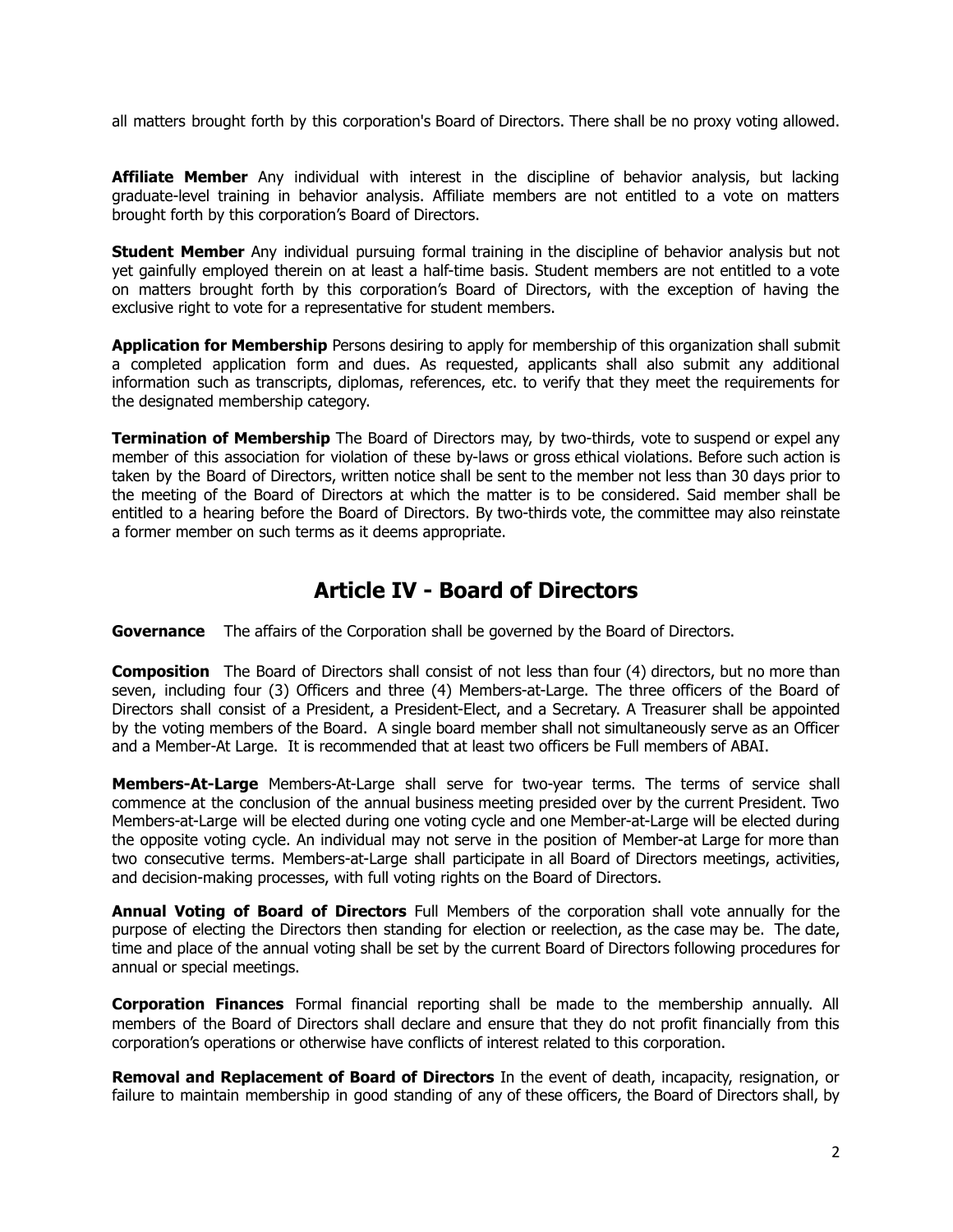all matters brought forth by this corporation's Board of Directors. There shall be no proxy voting allowed.

**Affiliate Member** Any individual with interest in the discipline of behavior analysis, but lacking graduate-level training in behavior analysis. Affiliate members are not entitled to a vote on matters brought forth by this corporation's Board of Directors.

**Student Member** Any individual pursuing formal training in the discipline of behavior analysis but not yet gainfully employed therein on at least a half-time basis. Student members are not entitled to a vote on matters brought forth by this corporation's Board of Directors, with the exception of having the exclusive right to vote for a representative for student members.

**Application for Membership** Persons desiring to apply for membership of this organization shall submit a completed application form and dues. As requested, applicants shall also submit any additional information such as transcripts, diplomas, references, etc. to verify that they meet the requirements for the designated membership category.

**Termination of Membership** The Board of Directors may, by two-thirds, vote to suspend or expel any member of this association for violation of these by-laws or gross ethical violations. Before such action is taken by the Board of Directors, written notice shall be sent to the member not less than 30 days prior to the meeting of the Board of Directors at which the matter is to be considered. Said member shall be entitled to a hearing before the Board of Directors. By two-thirds vote, the committee may also reinstate a former member on such terms as it deems appropriate.

## Article IV - Board of Directors

**Governance** The affairs of the Corporation shall be governed by the Board of Directors.

**Composition** The Board of Directors shall consist of not less than four (4) directors, but no more than seven, including four (3) Officers and three (4) Members-at-Large. The three officers of the Board of Directors shall consist of a President, a President-Elect, and a Secretary. A Treasurer shall be appointed by the voting members of the Board. A single board member shall not simultaneously serve as an Officer and a Member-At Large. It is recommended that at least two officers be Full members of ABAI.

**Members-At-Large** Members-At-Large shall serve for two-year terms. The terms of service shall commence at the conclusion of the annual business meeting presided over by the current President. Two Members-at-Large will be elected during one voting cycle and one Member-at-Large will be elected during the opposite voting cycle. An individual may not serve in the position of Member-at Large for more than two consecutive terms. Members-at-Large shall participate in all Board of Directors meetings, activities, and decision-making processes, with full voting rights on the Board of Directors.

**Annual Voting of Board of Directors** Full Members of the corporation shall vote annually for the purpose of electing the Directors then standing for election or reelection, as the case may be. The date, time and place of the annual voting shall be set by the current Board of Directors following procedures for annual or special meetings.

**Corporation Finances** Formal financial reporting shall be made to the membership annually. All members of the Board of Directors shall declare and ensure that they do not profit financially from this corporation's operations or otherwise have conflicts of interest related to this corporation.

**Removal and Replacement of Board of Directors** In the event of death, incapacity, resignation, or failure to maintain membership in good standing of any of these officers, the Board of Directors shall, by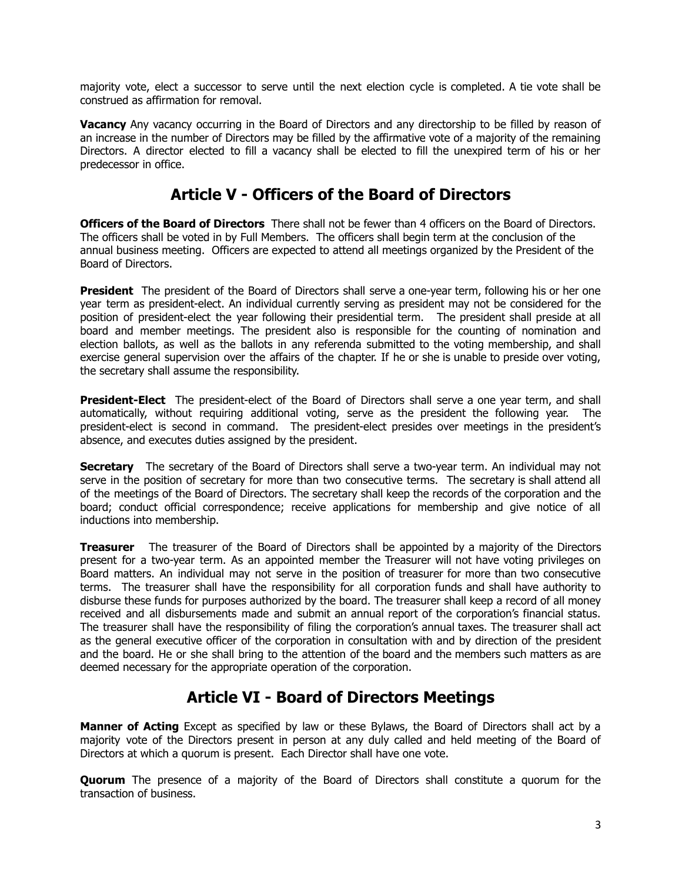majority vote, elect a successor to serve until the next election cycle is completed. A tie vote shall be construed as affirmation for removal.

**Vacancy** Any vacancy occurring in the Board of Directors and any directorship to be filled by reason of an increase in the number of Directors may be filled by the affirmative vote of a majority of the remaining Directors. A director elected to fill a vacancy shall be elected to fill the unexpired term of his or her predecessor in office.

## Article V - Officers of the Board of Directors

**Officers of the Board of Directors** There shall not be fewer than 4 officers on the Board of Directors. The officers shall be voted in by Full Members. The officers shall begin term at the conclusion of the annual business meeting. Officers are expected to attend all meetings organized by the President of the Board of Directors.

**President** The president of the Board of Directors shall serve a one-year term, following his or her one year term as president-elect. An individual currently serving as president may not be considered for the position of president-elect the year following their presidential term. The president shall preside at all board and member meetings. The president also is responsible for the counting of nomination and election ballots, as well as the ballots in any referenda submitted to the voting membership, and shall exercise general supervision over the affairs of the chapter. If he or she is unable to preside over voting, the secretary shall assume the responsibility.

**President-Elect** The president-elect of the Board of Directors shall serve a one year term, and shall automatically, without requiring additional voting, serve as the president the following year. The president-elect is second in command. The president-elect presides over meetings in the president's absence, and executes duties assigned by the president.

**Secretary** The secretary of the Board of Directors shall serve a two-year term. An individual may not serve in the position of secretary for more than two consecutive terms. The secretary is shall attend all of the meetings of the Board of Directors. The secretary shall keep the records of the corporation and the board; conduct official correspondence; receive applications for membership and give notice of all inductions into membership.

**Treasurer** The treasurer of the Board of Directors shall be appointed by a majority of the Directors present for a two-year term. As an appointed member the Treasurer will not have voting privileges on Board matters. An individual may not serve in the position of treasurer for more than two consecutive terms. The treasurer shall have the responsibility for all corporation funds and shall have authority to disburse these funds for purposes authorized by the board. The treasurer shall keep a record of all money received and all disbursements made and submit an annual report of the corporation's financial status. The treasurer shall have the responsibility of filing the corporation's annual taxes. The treasurer shall act as the general executive officer of the corporation in consultation with and by direction of the president and the board. He or she shall bring to the attention of the board and the members such matters as are deemed necessary for the appropriate operation of the corporation.

## Article VI - Board of Directors Meetings

**Manner of Acting** Except as specified by law or these Bylaws, the Board of Directors shall act by a majority vote of the Directors present in person at any duly called and held meeting of the Board of Directors at which a quorum is present. Each Director shall have one vote.

**Quorum** The presence of a majority of the Board of Directors shall constitute a quorum for the transaction of business.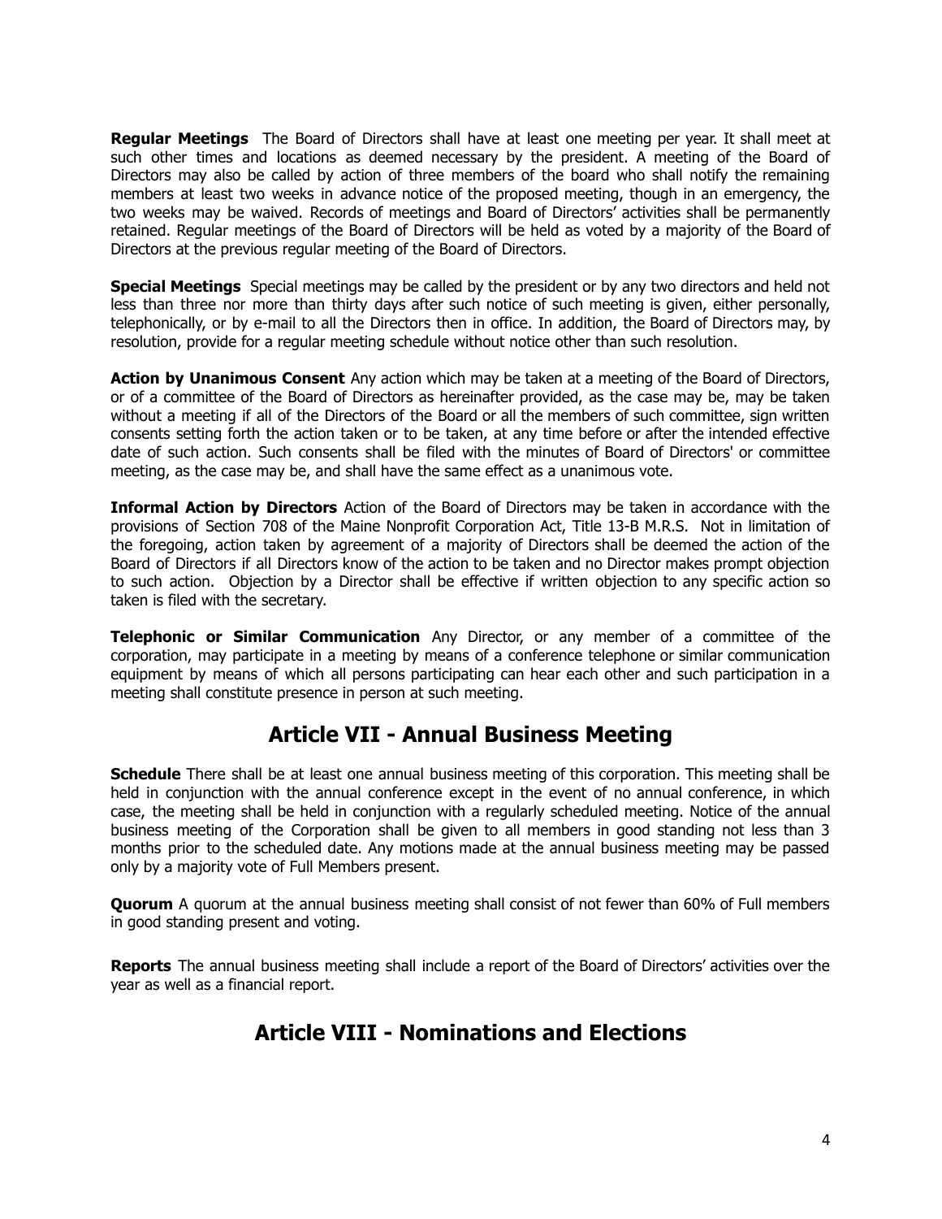**Regular Meetings** The Board of Directors shall have at least one meeting per year. It shall meet at such other times and locations as deemed necessary by the president. A meeting of the Board of Directors may also be called by action of three members of the board who shall notify the remaining members at least two weeks in advance notice of the proposed meeting, though in an emergency, the two weeks may be waived. Records of meetings and Board of Directors' activities shall be permanently retained. Regular meetings of the Board of Directors will be held as voted by a majority of the Board of Directors at the previous regular meeting of the Board of Directors.

**Special Meetings** Special meetings may be called by the president or by any two directors and held not less than three nor more than thirty days after such notice of such meeting is given, either personally, telephonically, or by e-mail to all the Directors then in office. In addition, the Board of Directors may, by resolution, provide for a regular meeting schedule without notice other than such resolution.

**Action by Unanimous Consent** Any action which may be taken at a meeting of the Board of Directors, or of a committee of the Board of Directors as hereinafter provided, as the case may be, may be taken without a meeting if all of the Directors of the Board or all the members of such committee, sign written consents setting forth the action taken or to be taken, at any time before or after the intended effective date of such action. Such consents shall be filed with the minutes of Board of Directors' or committee meeting, as the case may be, and shall have the same effect as a unanimous vote.

**Informal Action by Directors** Action of the Board of Directors may be taken in accordance with the provisions of Section 708 of the Maine Nonprofit Corporation Act, Title 13-B M.R.S. Not in limitation of the foregoing, action taken by agreement of a majority of Directors shall be deemed the action of the Board of Directors if all Directors know of the action to be taken and no Director makes prompt objection to such action. Objection by a Director shall be effective if written objection to any specific action so taken is filed with the secretary.

**Telephonic or Similar Communication** Any Director, or any member of a committee of the corporation, may participate in a meeting by means of a conference telephone or similar communication equipment by means of which all persons participating can hear each other and such participation in a meeting shall constitute presence in person at such meeting.

## Article VII - Annual Business Meeting

**Schedule** There shall be at least one annual business meeting of this corporation. This meeting shall be held in conjunction with the annual conference except in the event of no annual conference, in which case, the meeting shall be held in conjunction with a regularly scheduled meeting. Notice of the annual business meeting of the Corporation shall be given to all members in good standing not less than 3 months prior to the scheduled date. Any motions made at the annual business meeting may be passed only by a majority vote of Full Members present.

**Quorum** A quorum at the annual business meeting shall consist of not fewer than 60% of Full members in good standing present and voting.

**Reports** The annual business meeting shall include a report of the Board of Directors' activities over the year as well as a financial report.

## Article VIII - Nominations and Elections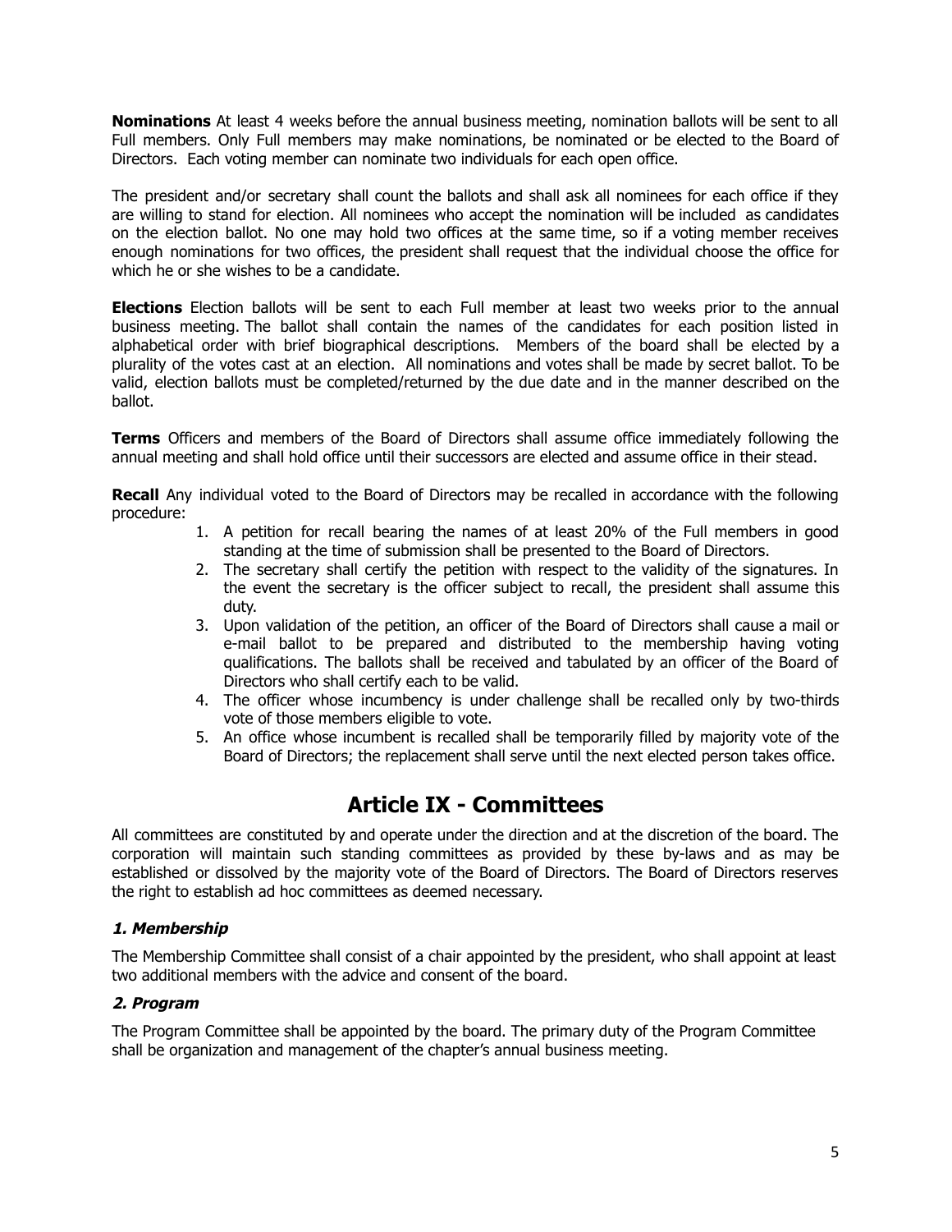**Nominations** At least 4 weeks before the annual business meeting, nomination ballots will be sent to all Full members. Only Full members may make nominations, be nominated or be elected to the Board of Directors. Each voting member can nominate two individuals for each open office.

The president and/or secretary shall count the ballots and shall ask all nominees for each office if they are willing to stand for election. All nominees who accept the nomination will be included as candidates on the election ballot. No one may hold two offices at the same time, so if a voting member receives enough nominations for two offices, the president shall request that the individual choose the office for which he or she wishes to be a candidate.

**Elections** Election ballots will be sent to each Full member at least two weeks prior to the annual business meeting. The ballot shall contain the names of the candidates for each position listed in alphabetical order with brief biographical descriptions. Members of the board shall be elected by a plurality of the votes cast at an election. All nominations and votes shall be made by secret ballot. To be valid, election ballots must be completed/returned by the due date and in the manner described on the ballot.

**Terms** Officers and members of the Board of Directors shall assume office immediately following the annual meeting and shall hold office until their successors are elected and assume office in their stead.

**Recall** Any individual voted to the Board of Directors may be recalled in accordance with the following procedure:

1. A petition for recall bearing the names of at least 20% of the Full members in good standing at the time of submission shall be presented to the Board of Directors.
2. The secretary shall certify the petition with respect to the validity of the signatures. In the event the secretary is the officer subject to recall, the president shall assume this duty.
3. Upon validation of the petition, an officer of the Board of Directors shall cause a mail or e-mail ballot to be prepared and distributed to the membership having voting qualifications. The ballots shall be received and tabulated by an officer of the Board of Directors who shall certify each to be valid.
4. The officer whose incumbency is under challenge shall be recalled only by two-thirds vote of those members eligible to vote.
5. An office whose incumbent is recalled shall be temporarily filled by majority vote of the Board of Directors; the replacement shall serve until the next elected person takes office.

# Article IX - Committees

All committees are constituted by and operate under the direction and at the discretion of the board. The corporation will maintain such standing committees as provided by these by-laws and as may be established or dissolved by the majority vote of the Board of Directors. The Board of Directors reserves the right to establish ad hoc committees as deemed necessary.

### ***1. Membership***

The Membership Committee shall consist of a chair appointed by the president, who shall appoint at least two additional members with the advice and consent of the board.

### ***2. Program***

The Program Committee shall be appointed by the board. The primary duty of the Program Committee shall be organization and management of the chapter's annual business meeting.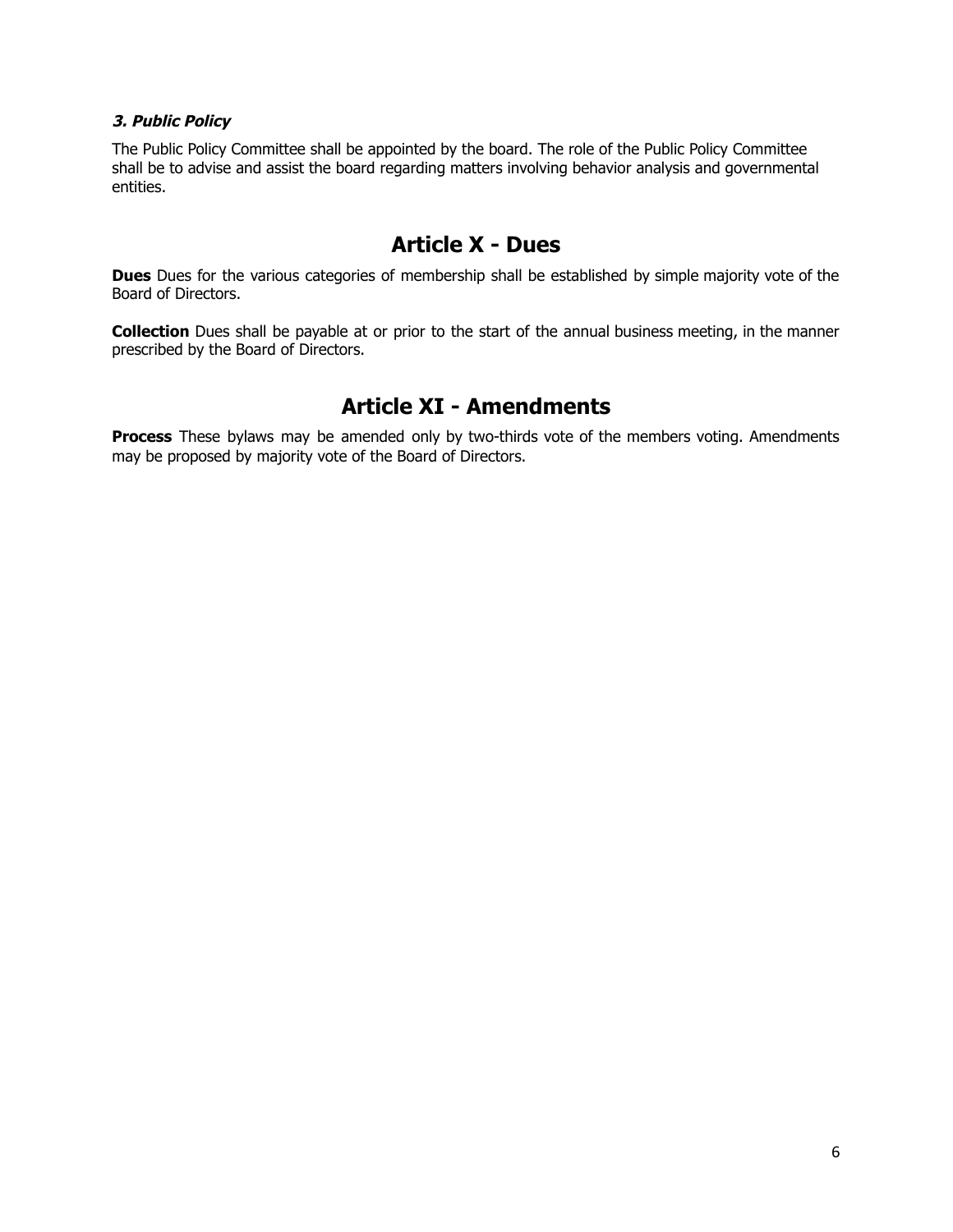***3. Public Policy***

The Public Policy Committee shall be appointed by the board. The role of the Public Policy Committee shall be to advise and assist the board regarding matters involving behavior analysis and governmental entities.

## Article X - Dues

**Dues** Dues for the various categories of membership shall be established by simple majority vote of the Board of Directors.

**Collection** Dues shall be payable at or prior to the start of the annual business meeting, in the manner prescribed by the Board of Directors.

## Article XI - Amendments

**Process** These bylaws may be amended only by two-thirds vote of the members voting. Amendments may be proposed by majority vote of the Board of Directors.